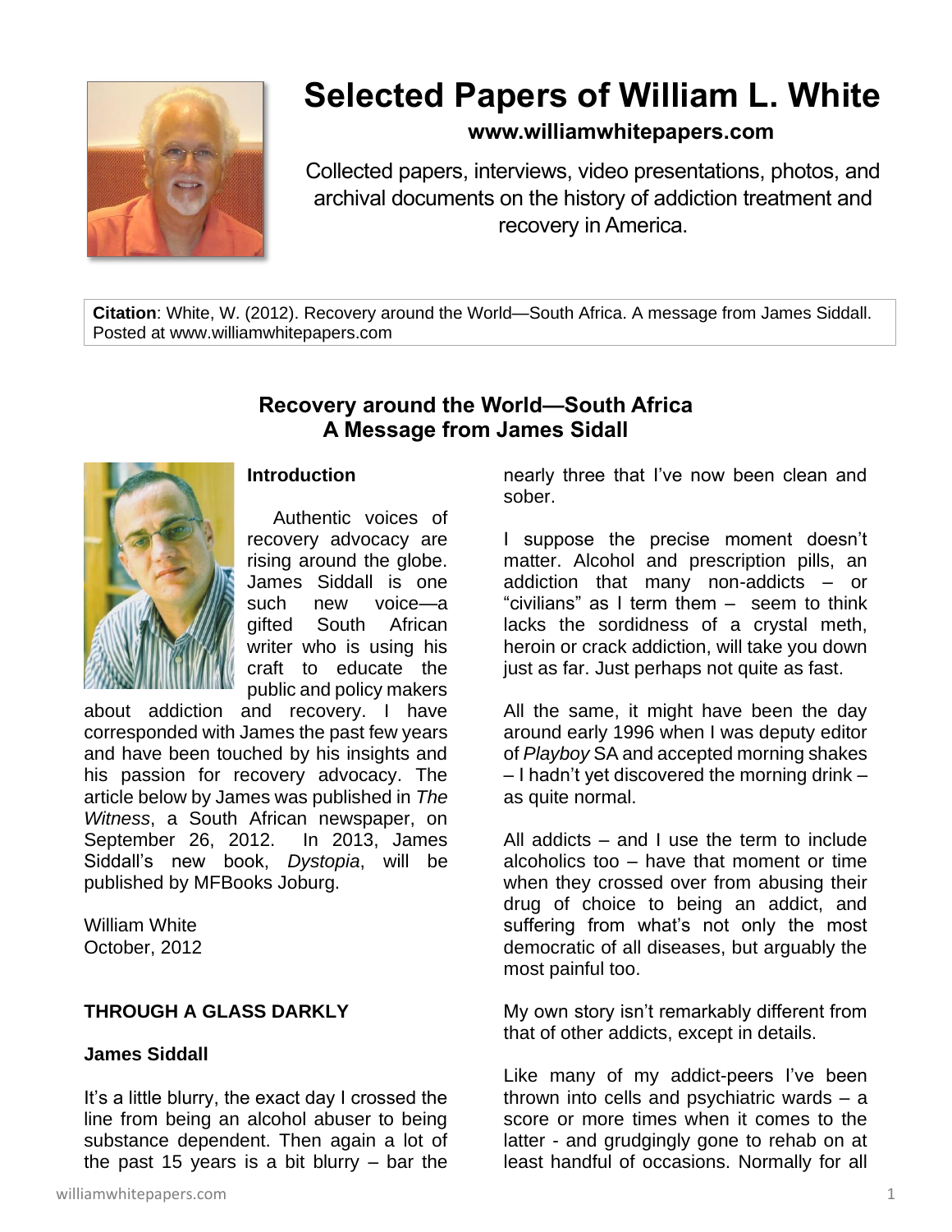# Selected Papers of William L. White

**www.williamwhitepapers.com**

Collected papers, interviews, video presentations, photos, and archival documents on the history of addiction treatment and recovery in America.

**Citation**: White, W. (2012). Recovery around the World—South Africa. A message from James Siddall. Posted at www.williamwhitepapers.com

## Recovery around the World—South Africa
## A Message from James Sidall

### Introduction

Authentic voices of recovery advocacy are rising around the globe. James Siddall is one such new voice—a gifted South African writer who is using his craft to educate the public and policy makers about addiction and recovery. I have corresponded with James the past few years and have been touched by his insights and his passion for recovery advocacy. The article below by James was published in *The Witness*, a South African newspaper, on September 26, 2012. In 2013, James Siddall's new book, *Dystopia*, will be published by MFBooks Joburg.

William White
October, 2012

### THROUGH A GLASS DARKLY

**James Siddall**

It's a little blurry, the exact day I crossed the line from being an alcohol abuser to being substance dependent. Then again a lot of the past 15 years is a bit blurry – bar the nearly three that I've now been clean and sober.

I suppose the precise moment doesn't matter. Alcohol and prescription pills, an addiction that many non-addicts – or "civilians" as I term them – seem to think lacks the sordidness of a crystal meth, heroin or crack addiction, will take you down just as far. Just perhaps not quite as fast.

All the same, it might have been the day around early 1996 when I was deputy editor of *Playboy* SA and accepted morning shakes – I hadn't yet discovered the morning drink – as quite normal.

All addicts – and I use the term to include alcoholics too – have that moment or time when they crossed over from abusing their drug of choice to being an addict, and suffering from what's not only the most democratic of all diseases, but arguably the most painful too.

My own story isn't remarkably different from that of other addicts, except in details.

Like many of my addict-peers I've been thrown into cells and psychiatric wards – a score or more times when it comes to the latter - and grudgingly gone to rehab on at least handful of occasions. Normally for all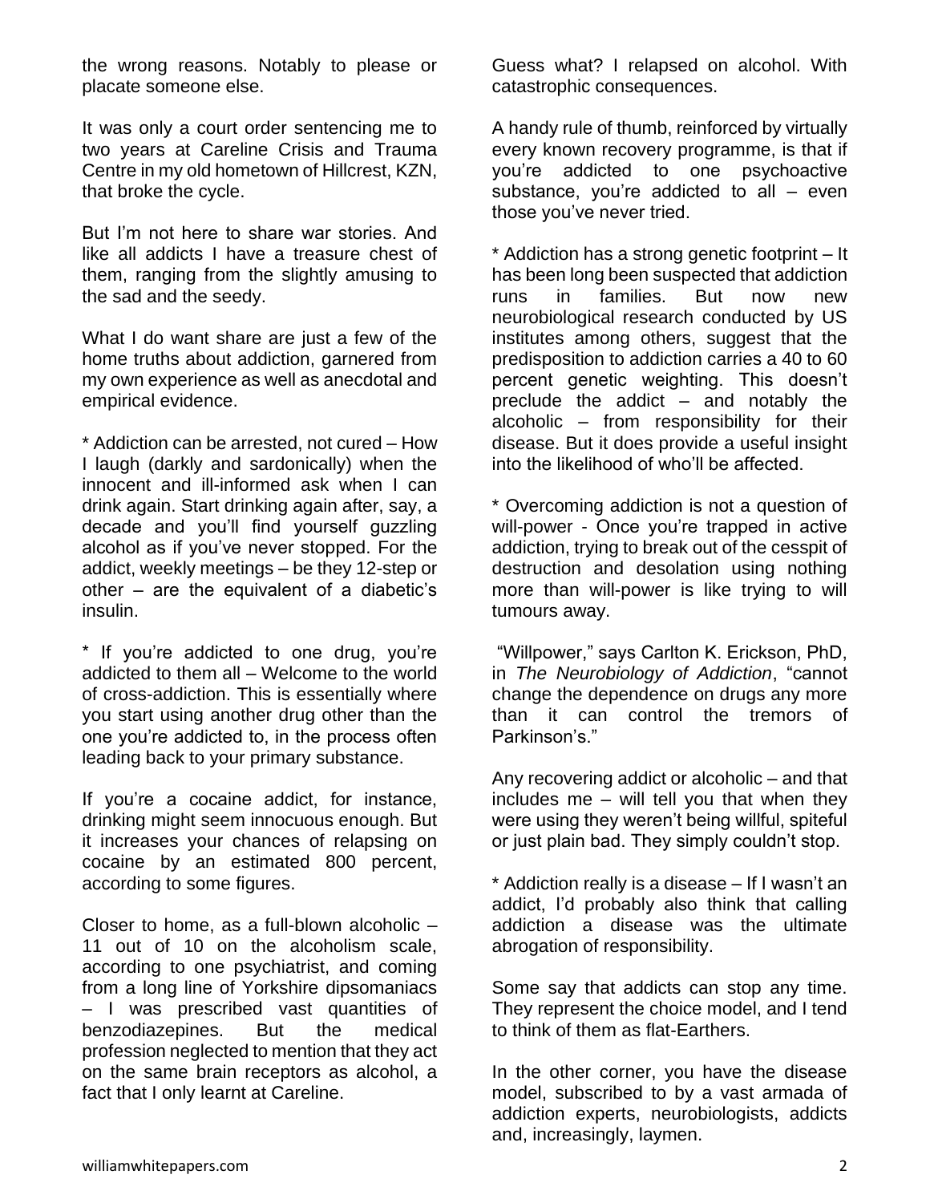the wrong reasons. Notably to please or placate someone else.

It was only a court order sentencing me to two years at Careline Crisis and Trauma Centre in my old hometown of Hillcrest, KZN, that broke the cycle.

But I'm not here to share war stories. And like all addicts I have a treasure chest of them, ranging from the slightly amusing to the sad and the seedy.

What I do want share are just a few of the home truths about addiction, garnered from my own experience as well as anecdotal and empirical evidence.

* Addiction can be arrested, not cured – How I laugh (darkly and sardonically) when the innocent and ill-informed ask when I can drink again. Start drinking again after, say, a decade and you'll find yourself guzzling alcohol as if you've never stopped. For the addict, weekly meetings – be they 12-step or other – are the equivalent of a diabetic's insulin.

* If you're addicted to one drug, you're addicted to them all – Welcome to the world of cross-addiction. This is essentially where you start using another drug other than the one you're addicted to, in the process often leading back to your primary substance.

If you're a cocaine addict, for instance, drinking might seem innocuous enough. But it increases your chances of relapsing on cocaine by an estimated 800 percent, according to some figures.

Closer to home, as a full-blown alcoholic – 11 out of 10 on the alcoholism scale, according to one psychiatrist, and coming from a long line of Yorkshire dipsomaniacs – I was prescribed vast quantities of benzodiazepines. But the medical profession neglected to mention that they act on the same brain receptors as alcohol, a fact that I only learnt at Careline.

Guess what? I relapsed on alcohol. With catastrophic consequences.

A handy rule of thumb, reinforced by virtually every known recovery programme, is that if you're addicted to one psychoactive substance, you're addicted to all – even those you've never tried.

* Addiction has a strong genetic footprint – It has been long been suspected that addiction runs in families. But now new neurobiological research conducted by US institutes among others, suggest that the predisposition to addiction carries a 40 to 60 percent genetic weighting. This doesn't preclude the addict – and notably the alcoholic – from responsibility for their disease. But it does provide a useful insight into the likelihood of who'll be affected.

* Overcoming addiction is not a question of will-power - Once you're trapped in active addiction, trying to break out of the cesspit of destruction and desolation using nothing more than will-power is like trying to will tumours away.

"Willpower," says Carlton K. Erickson, PhD, in *The Neurobiology of Addiction*, "cannot change the dependence on drugs any more than it can control the tremors of Parkinson's."

Any recovering addict or alcoholic – and that includes me – will tell you that when they were using they weren't being willful, spiteful or just plain bad. They simply couldn't stop.

* Addiction really is a disease – If I wasn't an addict, I'd probably also think that calling addiction a disease was the ultimate abrogation of responsibility.

Some say that addicts can stop any time. They represent the choice model, and I tend to think of them as flat-Earthers.

In the other corner, you have the disease model, subscribed to by a vast armada of addiction experts, neurobiologists, addicts and, increasingly, laymen.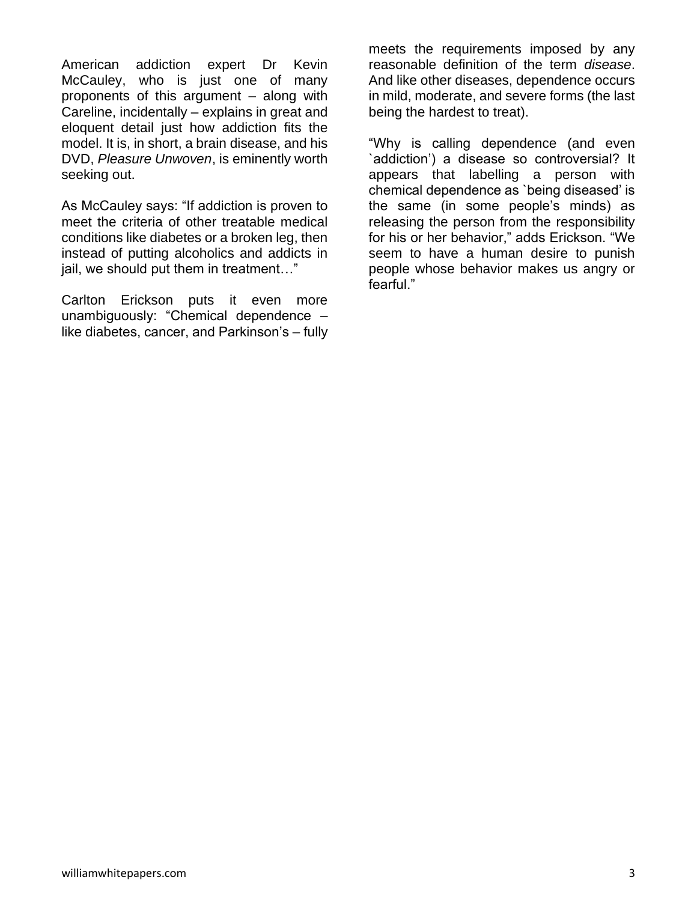American addiction expert Dr Kevin McCauley, who is just one of many proponents of this argument – along with Careline, incidentally – explains in great and eloquent detail just how addiction fits the model. It is, in short, a brain disease, and his DVD, *Pleasure Unwoven*, is eminently worth seeking out.

As McCauley says: “If addiction is proven to meet the criteria of other treatable medical conditions like diabetes or a broken leg, then instead of putting alcoholics and addicts in jail, we should put them in treatment…”

Carlton Erickson puts it even more unambiguously: “Chemical dependence – like diabetes, cancer, and Parkinson’s – fully meets the requirements imposed by any reasonable definition of the term *disease*. And like other diseases, dependence occurs in mild, moderate, and severe forms (the last being the hardest to treat).

“Why is calling dependence (and even `addiction’) a disease so controversial? It appears that labelling a person with chemical dependence as `being diseased’ is the same (in some people’s minds) as releasing the person from the responsibility for his or her behavior,” adds Erickson. “We seem to have a human desire to punish people whose behavior makes us angry or fearful.”